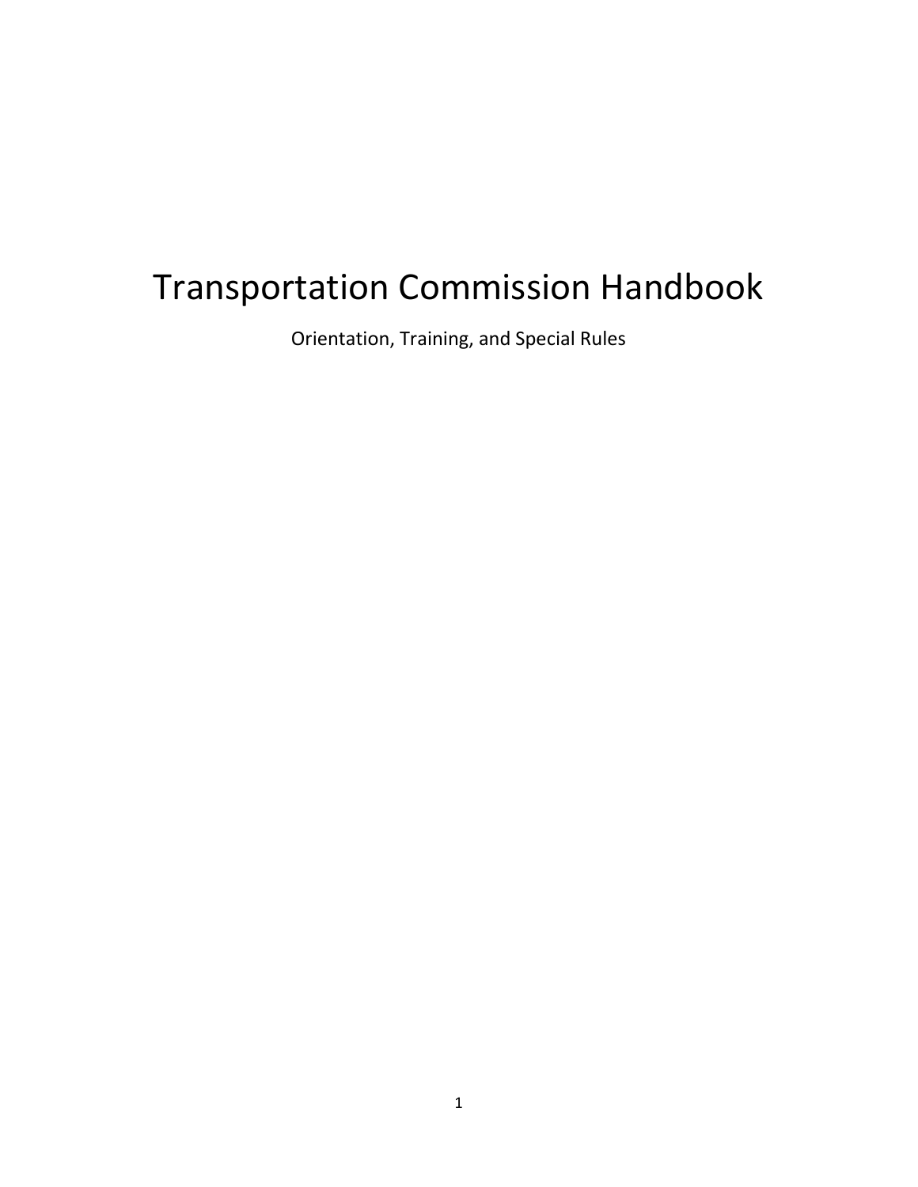# Transportation Commission Handbook

Orientation, Training, and Special Rules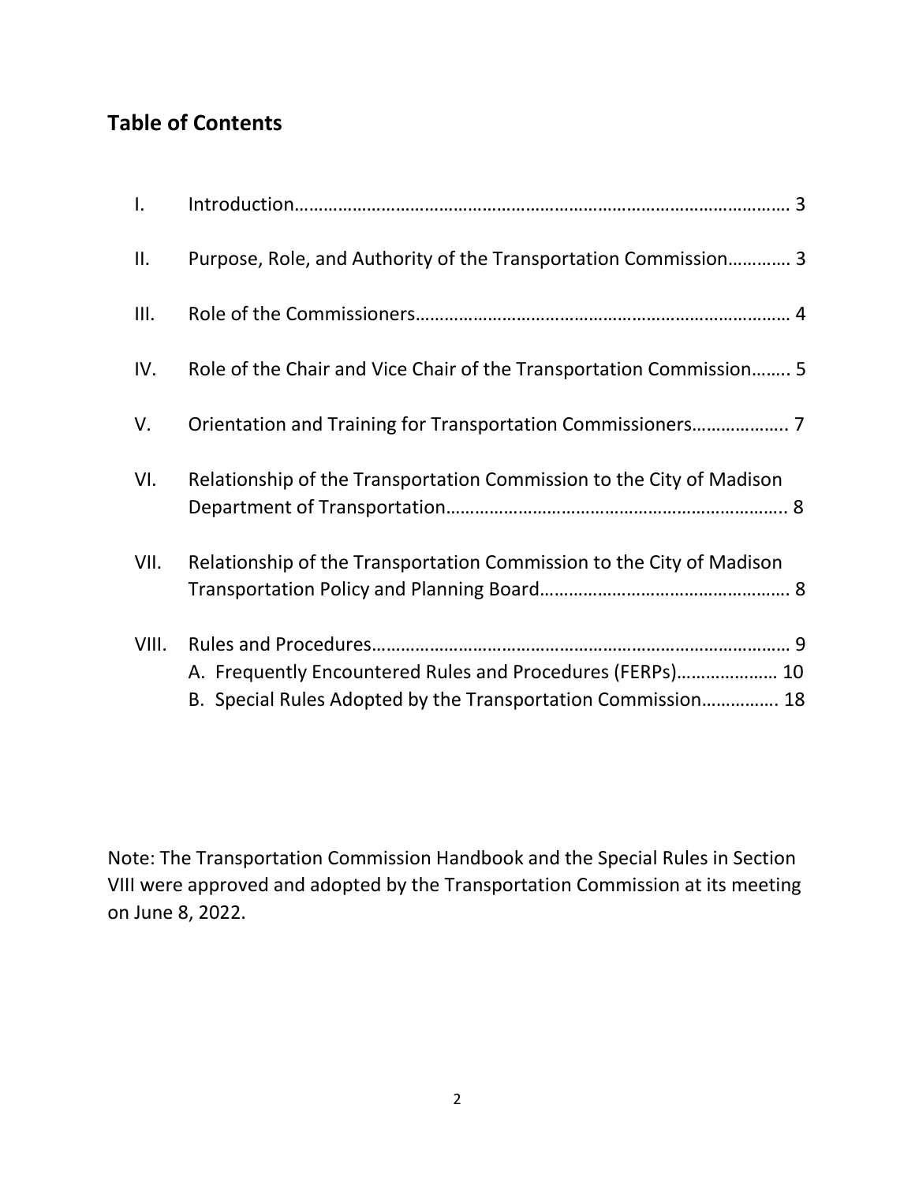## Table of Contents

| | | |
|---|---|---|
| I. | Introduction | 3 |
| II. | Purpose, Role, and Authority of the Transportation Commission | 3 |
| III. | Role of the Commissioners | 4 |
| IV. | Role of the Chair and Vice Chair of the Transportation Commission | 5 |
| V. | Orientation and Training for Transportation Commissioners | 7 |
| VI. | Relationship of the Transportation Commission to the City of Madison Department of Transportation | 8 |
| VII. | Relationship of the Transportation Commission to the City of Madison Transportation Policy and Planning Board | 8 |
| VIII. | Rules and Procedures | 9 |
| | A. Frequently Encountered Rules and Procedures (FERPs) | 10 |
| | B. Special Rules Adopted by the Transportation Commission | 18 |

Note: The Transportation Commission Handbook and the Special Rules in Section VIII were approved and adopted by the Transportation Commission at its meeting on June 8, 2022.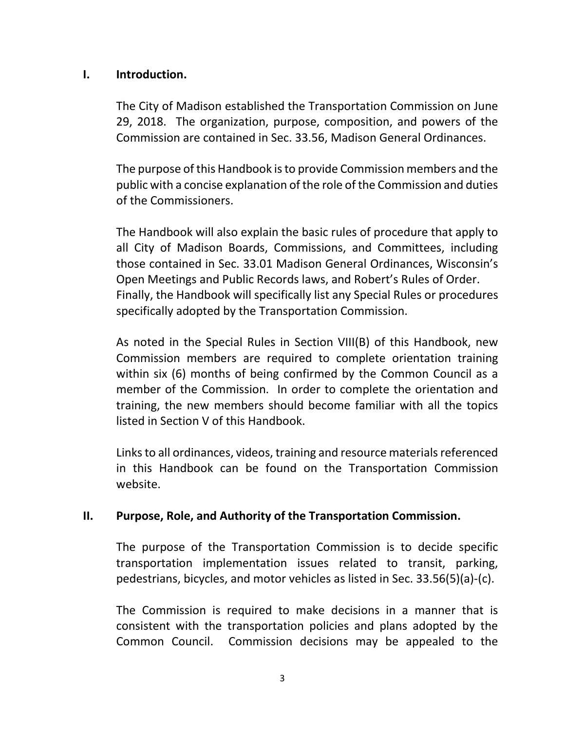## I. Introduction.

The City of Madison established the Transportation Commission on June 29, 2018. The organization, purpose, composition, and powers of the Commission are contained in Sec. 33.56, Madison General Ordinances.

The purpose of this Handbook is to provide Commission members and the public with a concise explanation of the role of the Commission and duties of the Commissioners.

The Handbook will also explain the basic rules of procedure that apply to all City of Madison Boards, Commissions, and Committees, including those contained in Sec. 33.01 Madison General Ordinances, Wisconsin's Open Meetings and Public Records laws, and Robert's Rules of Order. Finally, the Handbook will specifically list any Special Rules or procedures specifically adopted by the Transportation Commission.

As noted in the Special Rules in Section VIII(B) of this Handbook, new Commission members are required to complete orientation training within six (6) months of being confirmed by the Common Council as a member of the Commission. In order to complete the orientation and training, the new members should become familiar with all the topics listed in Section V of this Handbook.

Links to all ordinances, videos, training and resource materials referenced in this Handbook can be found on the Transportation Commission website.

## II. Purpose, Role, and Authority of the Transportation Commission.

The purpose of the Transportation Commission is to decide specific transportation implementation issues related to transit, parking, pedestrians, bicycles, and motor vehicles as listed in Sec. 33.56(5)(a)-(c).

The Commission is required to make decisions in a manner that is consistent with the transportation policies and plans adopted by the Common Council. Commission decisions may be appealed to the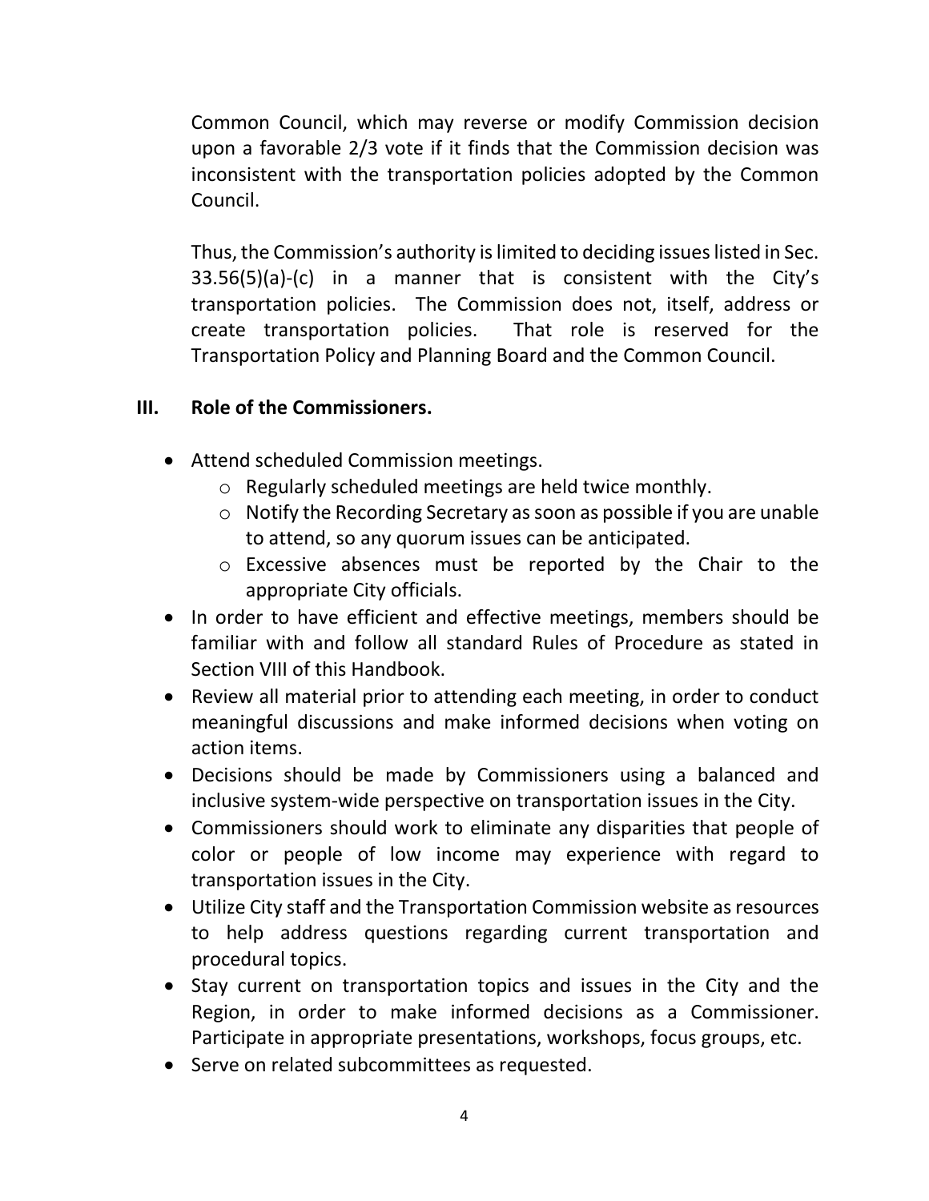Common Council, which may reverse or modify Commission decision upon a favorable 2/3 vote if it finds that the Commission decision was inconsistent with the transportation policies adopted by the Common Council.

Thus, the Commission's authority is limited to deciding issues listed in Sec. 33.56(5)(a)-(c) in a manner that is consistent with the City's transportation policies. The Commission does not, itself, address or create transportation policies. That role is reserved for the Transportation Policy and Planning Board and the Common Council.

## III. Role of the Commissioners.

- Attend scheduled Commission meetings.
  - Regularly scheduled meetings are held twice monthly.
  - Notify the Recording Secretary as soon as possible if you are unable to attend, so any quorum issues can be anticipated.
  - Excessive absences must be reported by the Chair to the appropriate City officials.
- In order to have efficient and effective meetings, members should be familiar with and follow all standard Rules of Procedure as stated in Section VIII of this Handbook.
- Review all material prior to attending each meeting, in order to conduct meaningful discussions and make informed decisions when voting on action items.
- Decisions should be made by Commissioners using a balanced and inclusive system-wide perspective on transportation issues in the City.
- Commissioners should work to eliminate any disparities that people of color or people of low income may experience with regard to transportation issues in the City.
- Utilize City staff and the Transportation Commission website as resources to help address questions regarding current transportation and procedural topics.
- Stay current on transportation topics and issues in the City and the Region, in order to make informed decisions as a Commissioner. Participate in appropriate presentations, workshops, focus groups, etc.
- Serve on related subcommittees as requested.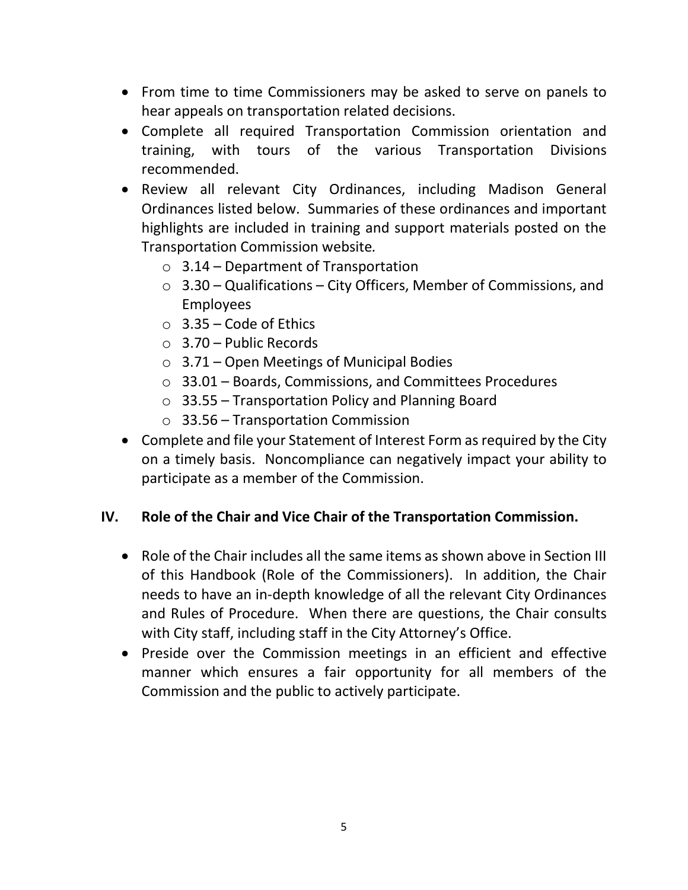- From time to time Commissioners may be asked to serve on panels to hear appeals on transportation related decisions.
- Complete all required Transportation Commission orientation and training, with tours of the various Transportation Divisions recommended.
- Review all relevant City Ordinances, including Madison General Ordinances listed below. Summaries of these ordinances and important highlights are included in training and support materials posted on the Transportation Commission website*.*
  - 3.14 – Department of Transportation
  - 3.30 – Qualifications – City Officers, Member of Commissions, and Employees
  - 3.35 – Code of Ethics
  - 3.70 – Public Records
  - 3.71 – Open Meetings of Municipal Bodies
  - 33.01 – Boards, Commissions, and Committees Procedures
  - 33.55 – Transportation Policy and Planning Board
  - 33.56 – Transportation Commission
- Complete and file your Statement of Interest Form as required by the City on a timely basis. Noncompliance can negatively impact your ability to participate as a member of the Commission.

## IV. Role of the Chair and Vice Chair of the Transportation Commission.

- Role of the Chair includes all the same items as shown above in Section III of this Handbook (Role of the Commissioners). In addition, the Chair needs to have an in-depth knowledge of all the relevant City Ordinances and Rules of Procedure. When there are questions, the Chair consults with City staff, including staff in the City Attorney's Office.
- Preside over the Commission meetings in an efficient and effective manner which ensures a fair opportunity for all members of the Commission and the public to actively participate.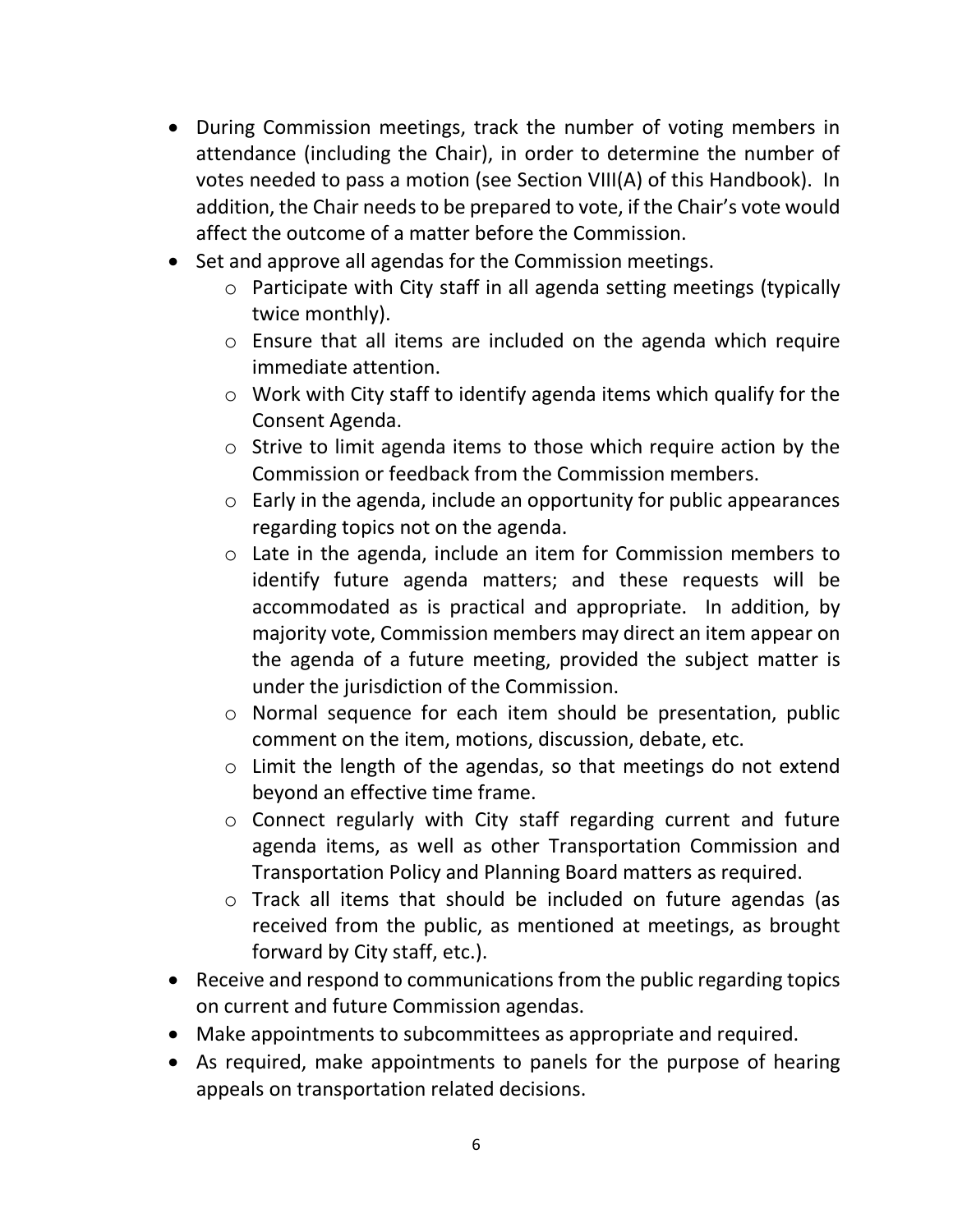- During Commission meetings, track the number of voting members in attendance (including the Chair), in order to determine the number of votes needed to pass a motion (see Section VIII(A) of this Handbook). In addition, the Chair needs to be prepared to vote, if the Chair's vote would affect the outcome of a matter before the Commission.
- Set and approve all agendas for the Commission meetings.
  - Participate with City staff in all agenda setting meetings (typically twice monthly).
  - Ensure that all items are included on the agenda which require immediate attention.
  - Work with City staff to identify agenda items which qualify for the Consent Agenda.
  - Strive to limit agenda items to those which require action by the Commission or feedback from the Commission members.
  - Early in the agenda, include an opportunity for public appearances regarding topics not on the agenda.
  - Late in the agenda, include an item for Commission members to identify future agenda matters; and these requests will be accommodated as is practical and appropriate. In addition, by majority vote, Commission members may direct an item appear on the agenda of a future meeting, provided the subject matter is under the jurisdiction of the Commission.
  - Normal sequence for each item should be presentation, public comment on the item, motions, discussion, debate, etc.
  - Limit the length of the agendas, so that meetings do not extend beyond an effective time frame.
  - Connect regularly with City staff regarding current and future agenda items, as well as other Transportation Commission and Transportation Policy and Planning Board matters as required.
  - Track all items that should be included on future agendas (as received from the public, as mentioned at meetings, as brought forward by City staff, etc.).
- Receive and respond to communications from the public regarding topics on current and future Commission agendas.
- Make appointments to subcommittees as appropriate and required.
- As required, make appointments to panels for the purpose of hearing appeals on transportation related decisions.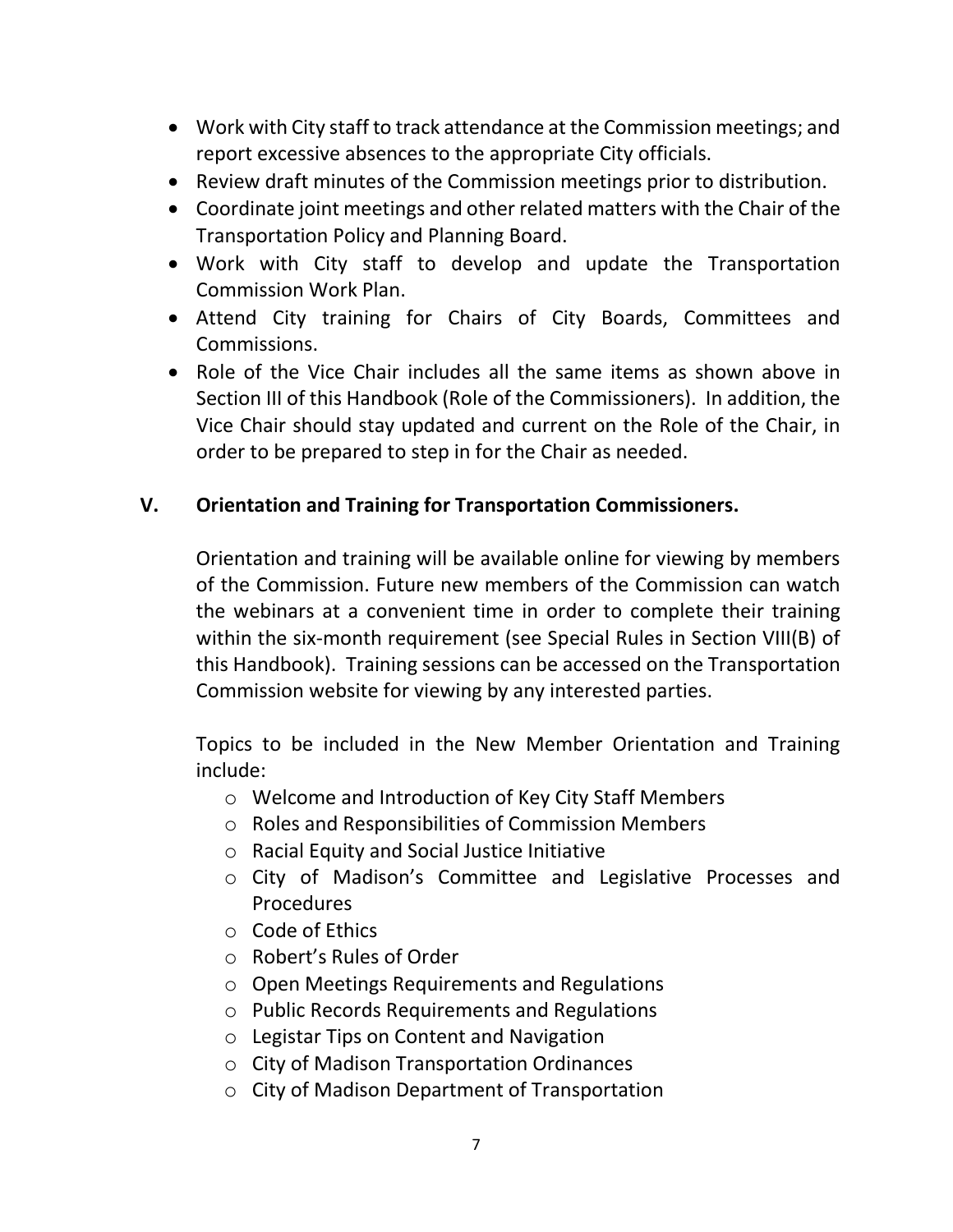- Work with City staff to track attendance at the Commission meetings; and report excessive absences to the appropriate City officials.
- Review draft minutes of the Commission meetings prior to distribution.
- Coordinate joint meetings and other related matters with the Chair of the Transportation Policy and Planning Board.
- Work with City staff to develop and update the Transportation Commission Work Plan.
- Attend City training for Chairs of City Boards, Committees and Commissions.
- Role of the Vice Chair includes all the same items as shown above in Section III of this Handbook (Role of the Commissioners). In addition, the Vice Chair should stay updated and current on the Role of the Chair, in order to be prepared to step in for the Chair as needed.

## V. Orientation and Training for Transportation Commissioners.

Orientation and training will be available online for viewing by members of the Commission. Future new members of the Commission can watch the webinars at a convenient time in order to complete their training within the six-month requirement (see Special Rules in Section VIII(B) of this Handbook). Training sessions can be accessed on the Transportation Commission website for viewing by any interested parties.

Topics to be included in the New Member Orientation and Training include:

- Welcome and Introduction of Key City Staff Members
- Roles and Responsibilities of Commission Members
- Racial Equity and Social Justice Initiative
- City of Madison's Committee and Legislative Processes and Procedures
- Code of Ethics
- Robert's Rules of Order
- Open Meetings Requirements and Regulations
- Public Records Requirements and Regulations
- Legistar Tips on Content and Navigation
- City of Madison Transportation Ordinances
- City of Madison Department of Transportation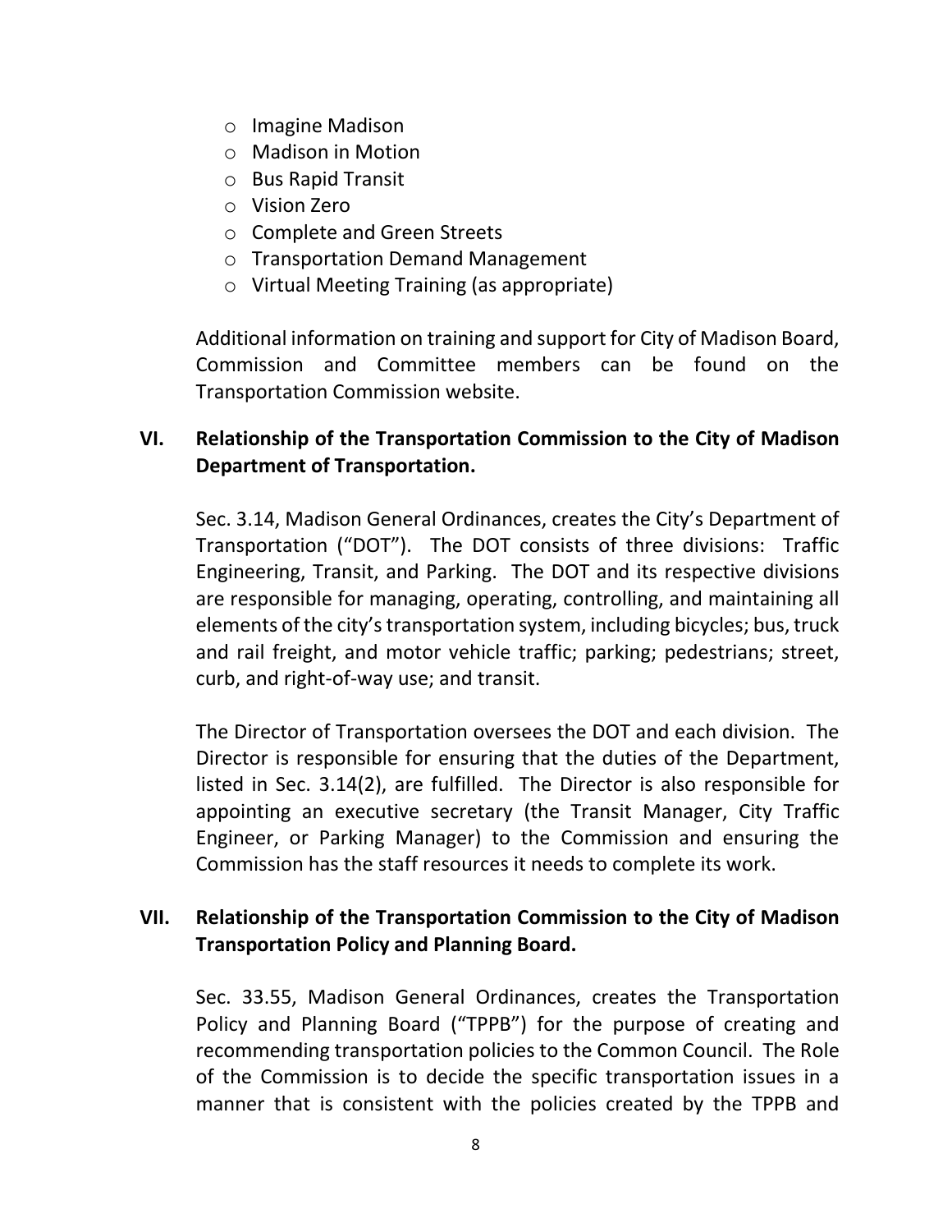- Imagine Madison
- Madison in Motion
- Bus Rapid Transit
- Vision Zero
- Complete and Green Streets
- Transportation Demand Management
- Virtual Meeting Training (as appropriate)

Additional information on training and support for City of Madison Board, Commission and Committee members can be found on the Transportation Commission website.

## VI. Relationship of the Transportation Commission to the City of Madison Department of Transportation.

Sec. 3.14, Madison General Ordinances, creates the City's Department of Transportation ("DOT"). The DOT consists of three divisions: Traffic Engineering, Transit, and Parking. The DOT and its respective divisions are responsible for managing, operating, controlling, and maintaining all elements of the city's transportation system, including bicycles; bus, truck and rail freight, and motor vehicle traffic; parking; pedestrians; street, curb, and right-of-way use; and transit.

The Director of Transportation oversees the DOT and each division. The Director is responsible for ensuring that the duties of the Department, listed in Sec. 3.14(2), are fulfilled. The Director is also responsible for appointing an executive secretary (the Transit Manager, City Traffic Engineer, or Parking Manager) to the Commission and ensuring the Commission has the staff resources it needs to complete its work.

## VII. Relationship of the Transportation Commission to the City of Madison Transportation Policy and Planning Board.

Sec. 33.55, Madison General Ordinances, creates the Transportation Policy and Planning Board ("TPPB") for the purpose of creating and recommending transportation policies to the Common Council. The Role of the Commission is to decide the specific transportation issues in a manner that is consistent with the policies created by the TPPB and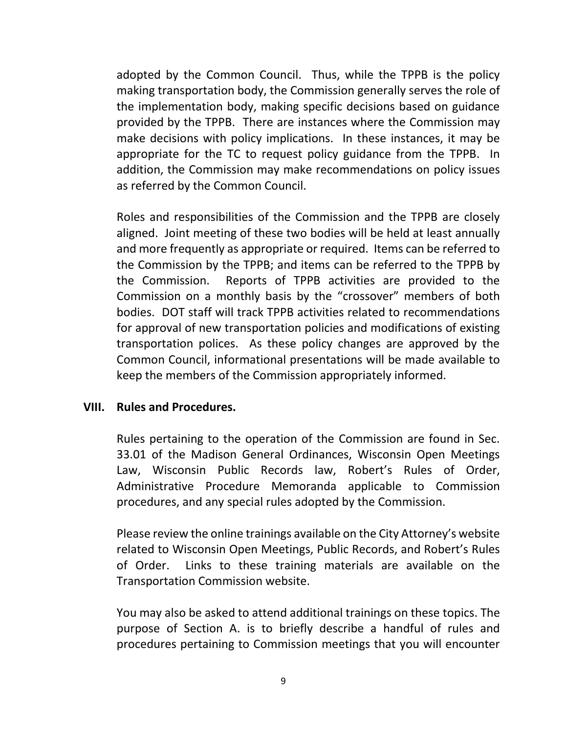adopted by the Common Council. Thus, while the TPPB is the policy making transportation body, the Commission generally serves the role of the implementation body, making specific decisions based on guidance provided by the TPPB. There are instances where the Commission may make decisions with policy implications. In these instances, it may be appropriate for the TC to request policy guidance from the TPPB. In addition, the Commission may make recommendations on policy issues as referred by the Common Council.

Roles and responsibilities of the Commission and the TPPB are closely aligned. Joint meeting of these two bodies will be held at least annually and more frequently as appropriate or required. Items can be referred to the Commission by the TPPB; and items can be referred to the TPPB by the Commission. Reports of TPPB activities are provided to the Commission on a monthly basis by the "crossover" members of both bodies. DOT staff will track TPPB activities related to recommendations for approval of new transportation policies and modifications of existing transportation polices. As these policy changes are approved by the Common Council, informational presentations will be made available to keep the members of the Commission appropriately informed.

## VIII. Rules and Procedures.

Rules pertaining to the operation of the Commission are found in Sec. 33.01 of the Madison General Ordinances, Wisconsin Open Meetings Law, Wisconsin Public Records law, Robert's Rules of Order, Administrative Procedure Memoranda applicable to Commission procedures, and any special rules adopted by the Commission.

Please review the online trainings available on the City Attorney's website related to Wisconsin Open Meetings, Public Records, and Robert's Rules of Order. Links to these training materials are available on the Transportation Commission website.

You may also be asked to attend additional trainings on these topics. The purpose of Section A. is to briefly describe a handful of rules and procedures pertaining to Commission meetings that you will encounter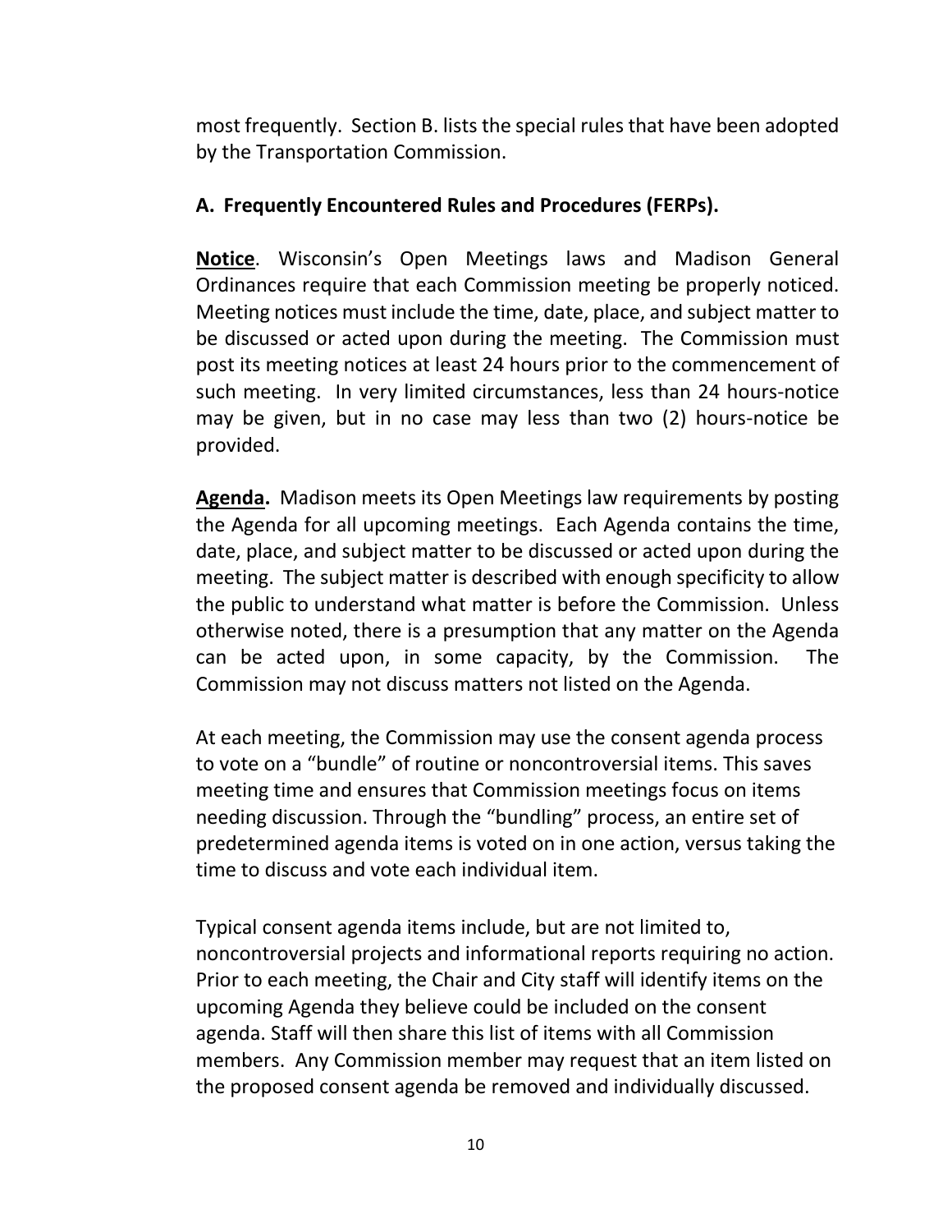most frequently. Section B. lists the special rules that have been adopted by the Transportation Commission.

### A. Frequently Encountered Rules and Procedures (FERPs).

**Notice**. Wisconsin's Open Meetings laws and Madison General Ordinances require that each Commission meeting be properly noticed. Meeting notices must include the time, date, place, and subject matter to be discussed or acted upon during the meeting. The Commission must post its meeting notices at least 24 hours prior to the commencement of such meeting. In very limited circumstances, less than 24 hours-notice may be given, but in no case may less than two (2) hours-notice be provided.

**Agenda.** Madison meets its Open Meetings law requirements by posting the Agenda for all upcoming meetings. Each Agenda contains the time, date, place, and subject matter to be discussed or acted upon during the meeting. The subject matter is described with enough specificity to allow the public to understand what matter is before the Commission. Unless otherwise noted, there is a presumption that any matter on the Agenda can be acted upon, in some capacity, by the Commission. The Commission may not discuss matters not listed on the Agenda.

At each meeting, the Commission may use the consent agenda process to vote on a "bundle" of routine or noncontroversial items. This saves meeting time and ensures that Commission meetings focus on items needing discussion. Through the "bundling" process, an entire set of predetermined agenda items is voted on in one action, versus taking the time to discuss and vote each individual item.

Typical consent agenda items include, but are not limited to, noncontroversial projects and informational reports requiring no action. Prior to each meeting, the Chair and City staff will identify items on the upcoming Agenda they believe could be included on the consent agenda. Staff will then share this list of items with all Commission members. Any Commission member may request that an item listed on the proposed consent agenda be removed and individually discussed.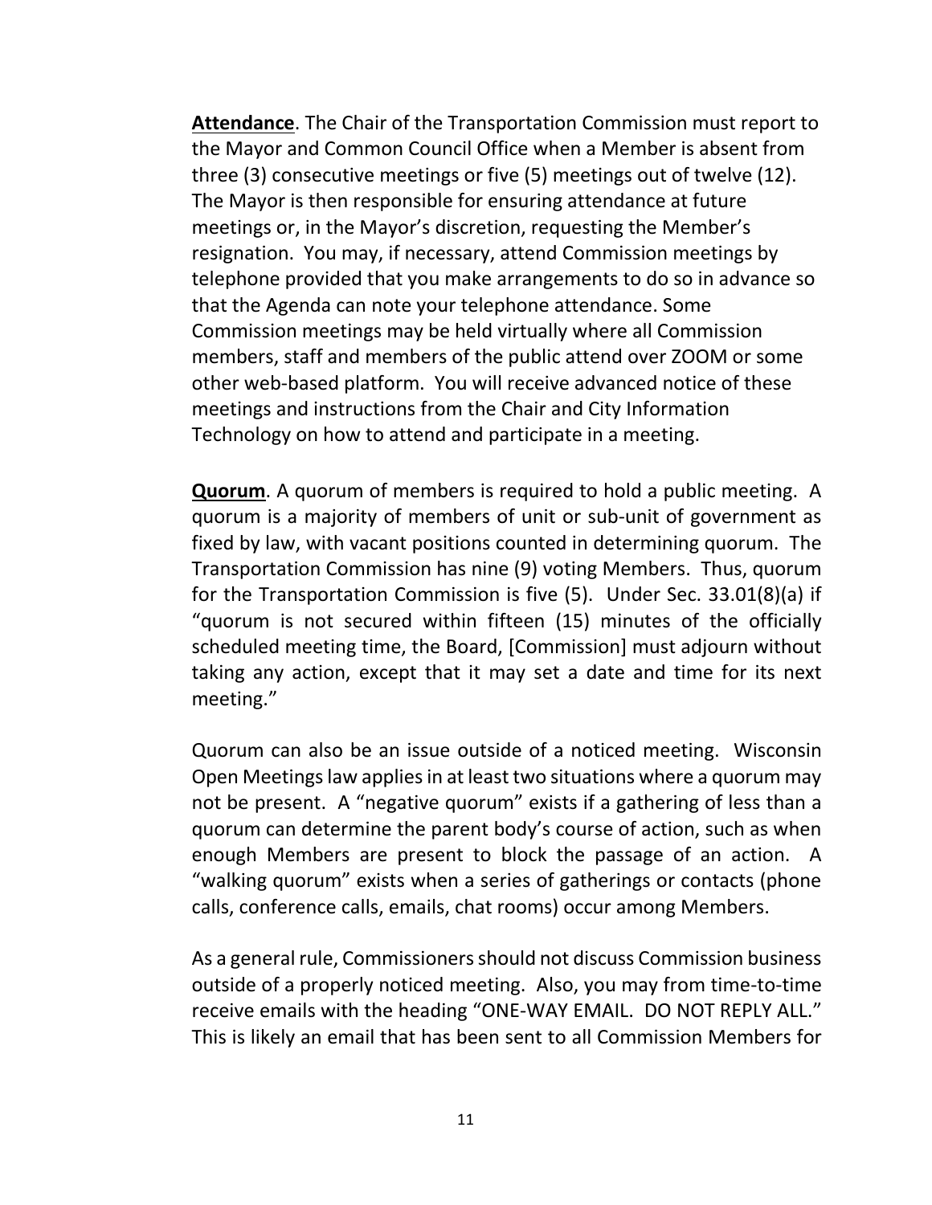**Attendance**. The Chair of the Transportation Commission must report to the Mayor and Common Council Office when a Member is absent from three (3) consecutive meetings or five (5) meetings out of twelve (12). The Mayor is then responsible for ensuring attendance at future meetings or, in the Mayor's discretion, requesting the Member's resignation. You may, if necessary, attend Commission meetings by telephone provided that you make arrangements to do so in advance so that the Agenda can note your telephone attendance. Some Commission meetings may be held virtually where all Commission members, staff and members of the public attend over ZOOM or some other web-based platform. You will receive advanced notice of these meetings and instructions from the Chair and City Information Technology on how to attend and participate in a meeting.

**Quorum**. A quorum of members is required to hold a public meeting. A quorum is a majority of members of unit or sub-unit of government as fixed by law, with vacant positions counted in determining quorum. The Transportation Commission has nine (9) voting Members. Thus, quorum for the Transportation Commission is five (5). Under Sec. 33.01(8)(a) if "quorum is not secured within fifteen (15) minutes of the officially scheduled meeting time, the Board, [Commission] must adjourn without taking any action, except that it may set a date and time for its next meeting."

Quorum can also be an issue outside of a noticed meeting. Wisconsin Open Meetings law applies in at least two situations where a quorum may not be present. A "negative quorum" exists if a gathering of less than a quorum can determine the parent body's course of action, such as when enough Members are present to block the passage of an action. A "walking quorum" exists when a series of gatherings or contacts (phone calls, conference calls, emails, chat rooms) occur among Members.

As a general rule, Commissioners should not discuss Commission business outside of a properly noticed meeting. Also, you may from time-to-time receive emails with the heading "ONE-WAY EMAIL. DO NOT REPLY ALL." This is likely an email that has been sent to all Commission Members for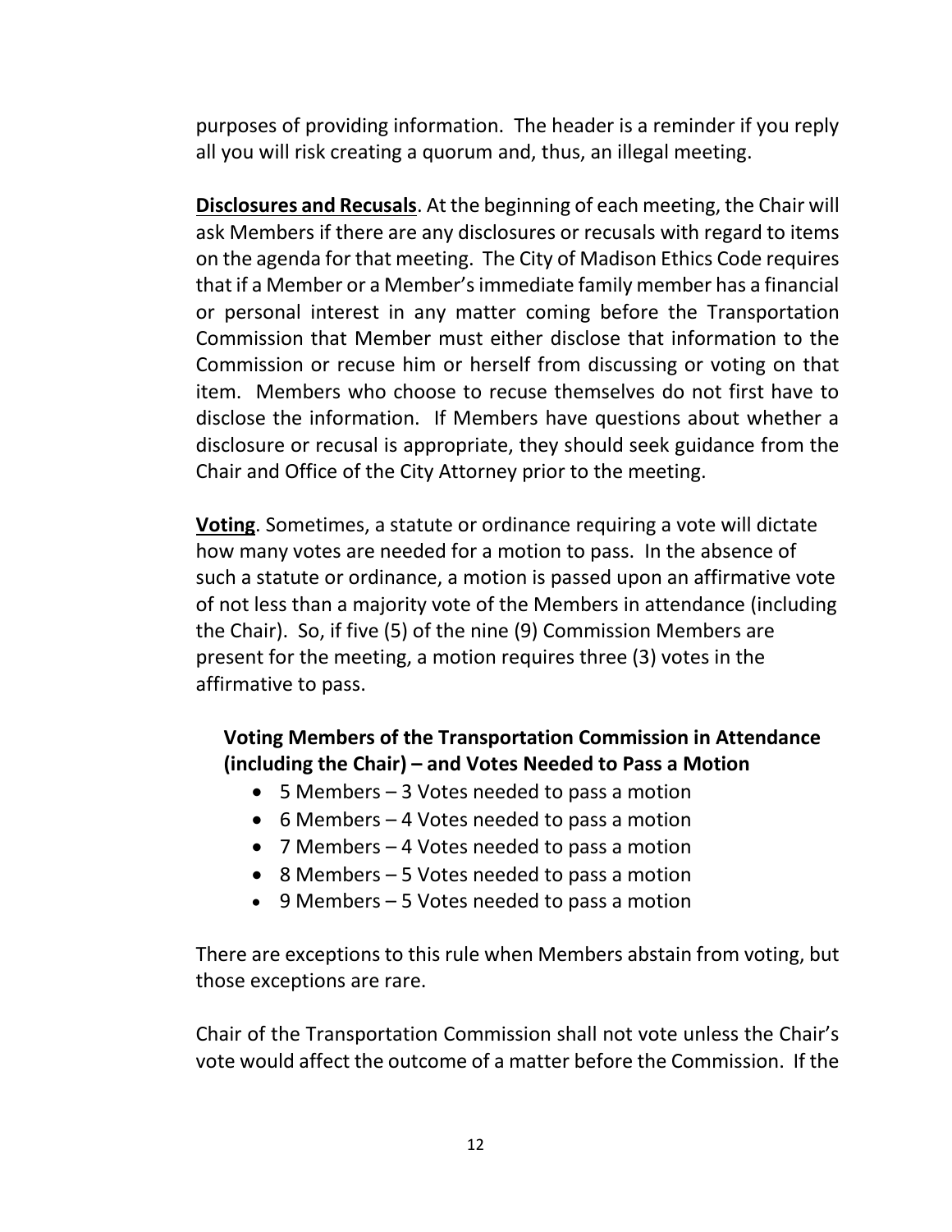purposes of providing information. The header is a reminder if you reply all you will risk creating a quorum and, thus, an illegal meeting.

**Disclosures and Recusals**. At the beginning of each meeting, the Chair will ask Members if there are any disclosures or recusals with regard to items on the agenda for that meeting. The City of Madison Ethics Code requires that if a Member or a Member's immediate family member has a financial or personal interest in any matter coming before the Transportation Commission that Member must either disclose that information to the Commission or recuse him or herself from discussing or voting on that item. Members who choose to recuse themselves do not first have to disclose the information. If Members have questions about whether a disclosure or recusal is appropriate, they should seek guidance from the Chair and Office of the City Attorney prior to the meeting.

**Voting**. Sometimes, a statute or ordinance requiring a vote will dictate how many votes are needed for a motion to pass. In the absence of such a statute or ordinance, a motion is passed upon an affirmative vote of not less than a majority vote of the Members in attendance (including the Chair). So, if five (5) of the nine (9) Commission Members are present for the meeting, a motion requires three (3) votes in the affirmative to pass.

**Voting Members of the Transportation Commission in Attendance (including the Chair) – and Votes Needed to Pass a Motion**

- 5 Members – 3 Votes needed to pass a motion
- 6 Members – 4 Votes needed to pass a motion
- 7 Members – 4 Votes needed to pass a motion
- 8 Members – 5 Votes needed to pass a motion
- 9 Members – 5 Votes needed to pass a motion

There are exceptions to this rule when Members abstain from voting, but those exceptions are rare.

Chair of the Transportation Commission shall not vote unless the Chair's vote would affect the outcome of a matter before the Commission. If the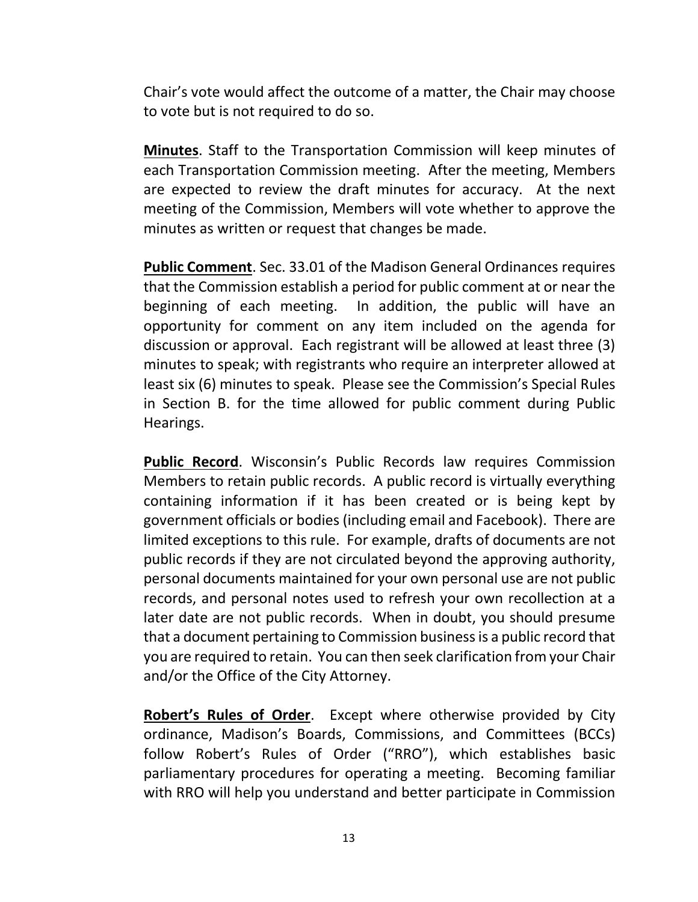Chair's vote would affect the outcome of a matter, the Chair may choose to vote but is not required to do so.

**Minutes**. Staff to the Transportation Commission will keep minutes of each Transportation Commission meeting. After the meeting, Members are expected to review the draft minutes for accuracy. At the next meeting of the Commission, Members will vote whether to approve the minutes as written or request that changes be made.

**Public Comment**. Sec. 33.01 of the Madison General Ordinances requires that the Commission establish a period for public comment at or near the beginning of each meeting. In addition, the public will have an opportunity for comment on any item included on the agenda for discussion or approval. Each registrant will be allowed at least three (3) minutes to speak; with registrants who require an interpreter allowed at least six (6) minutes to speak. Please see the Commission's Special Rules in Section B. for the time allowed for public comment during Public Hearings.

**Public Record**. Wisconsin's Public Records law requires Commission Members to retain public records. A public record is virtually everything containing information if it has been created or is being kept by government officials or bodies (including email and Facebook). There are limited exceptions to this rule. For example, drafts of documents are not public records if they are not circulated beyond the approving authority, personal documents maintained for your own personal use are not public records, and personal notes used to refresh your own recollection at a later date are not public records. When in doubt, you should presume that a document pertaining to Commission business is a public record that you are required to retain. You can then seek clarification from your Chair and/or the Office of the City Attorney.

**Robert's Rules of Order**. Except where otherwise provided by City ordinance, Madison's Boards, Commissions, and Committees (BCCs) follow Robert's Rules of Order ("RRO"), which establishes basic parliamentary procedures for operating a meeting. Becoming familiar with RRO will help you understand and better participate in Commission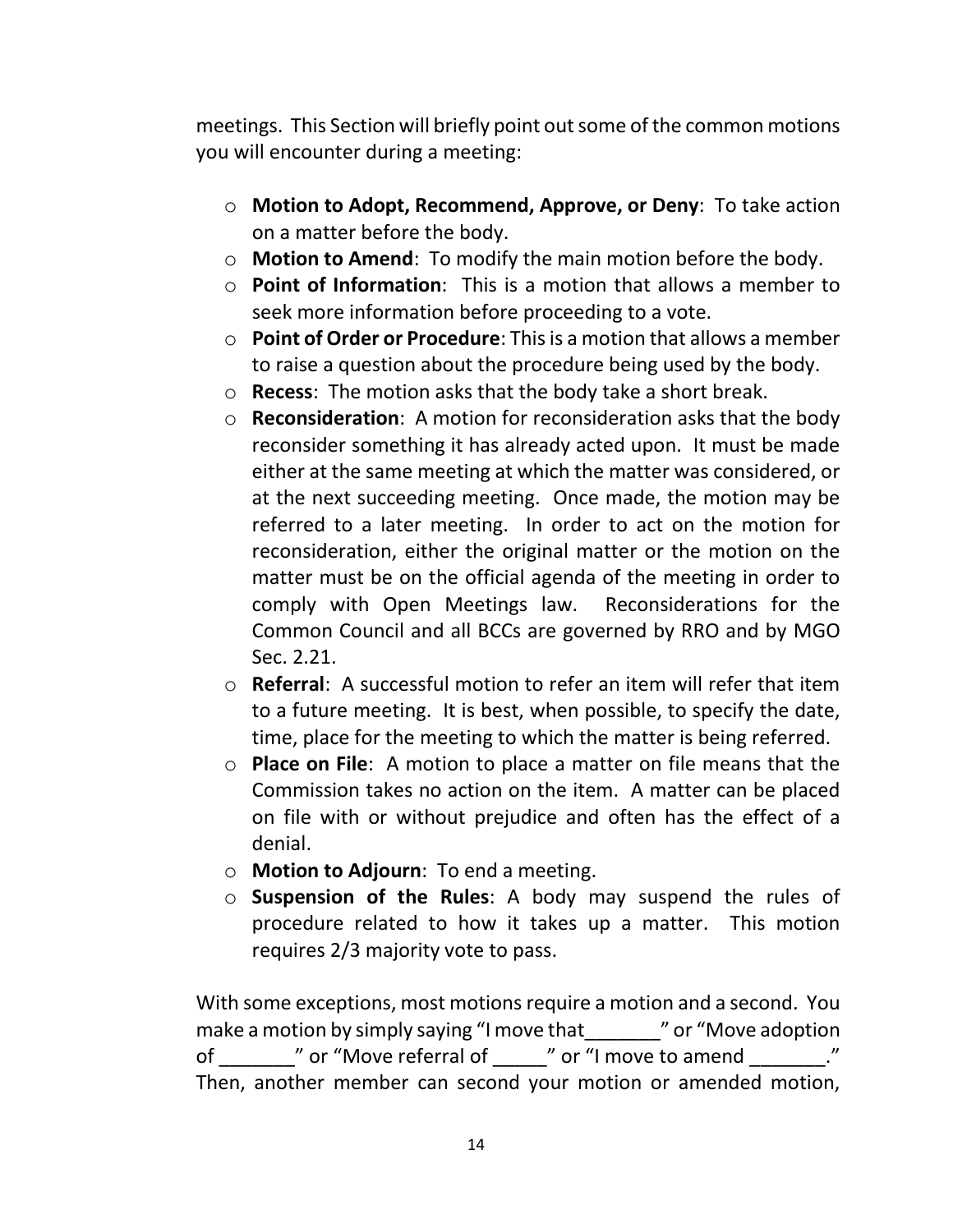meetings. This Section will briefly point out some of the common motions you will encounter during a meeting:

- **Motion to Adopt, Recommend, Approve, or Deny**: To take action on a matter before the body.
- **Motion to Amend**: To modify the main motion before the body.
- **Point of Information**: This is a motion that allows a member to seek more information before proceeding to a vote.
- **Point of Order or Procedure**: This is a motion that allows a member to raise a question about the procedure being used by the body.
- **Recess**: The motion asks that the body take a short break.
- **Reconsideration**: A motion for reconsideration asks that the body reconsider something it has already acted upon. It must be made either at the same meeting at which the matter was considered, or at the next succeeding meeting. Once made, the motion may be referred to a later meeting. In order to act on the motion for reconsideration, either the original matter or the motion on the matter must be on the official agenda of the meeting in order to comply with Open Meetings law. Reconsiderations for the Common Council and all BCCs are governed by RRO and by MGO Sec. 2.21.
- **Referral**: A successful motion to refer an item will refer that item to a future meeting. It is best, when possible, to specify the date, time, place for the meeting to which the matter is being referred.
- **Place on File**: A motion to place a matter on file means that the Commission takes no action on the item. A matter can be placed on file with or without prejudice and often has the effect of a denial.
- **Motion to Adjourn**: To end a meeting.
- **Suspension of the Rules**: A body may suspend the rules of procedure related to how it takes up a matter. This motion requires 2/3 majority vote to pass.

With some exceptions, most motions require a motion and a second. You make a motion by simply saying "I move that_______" or "Move adoption of _______" or "Move referral of _____" or "I move to amend _______." Then, another member can second your motion or amended motion,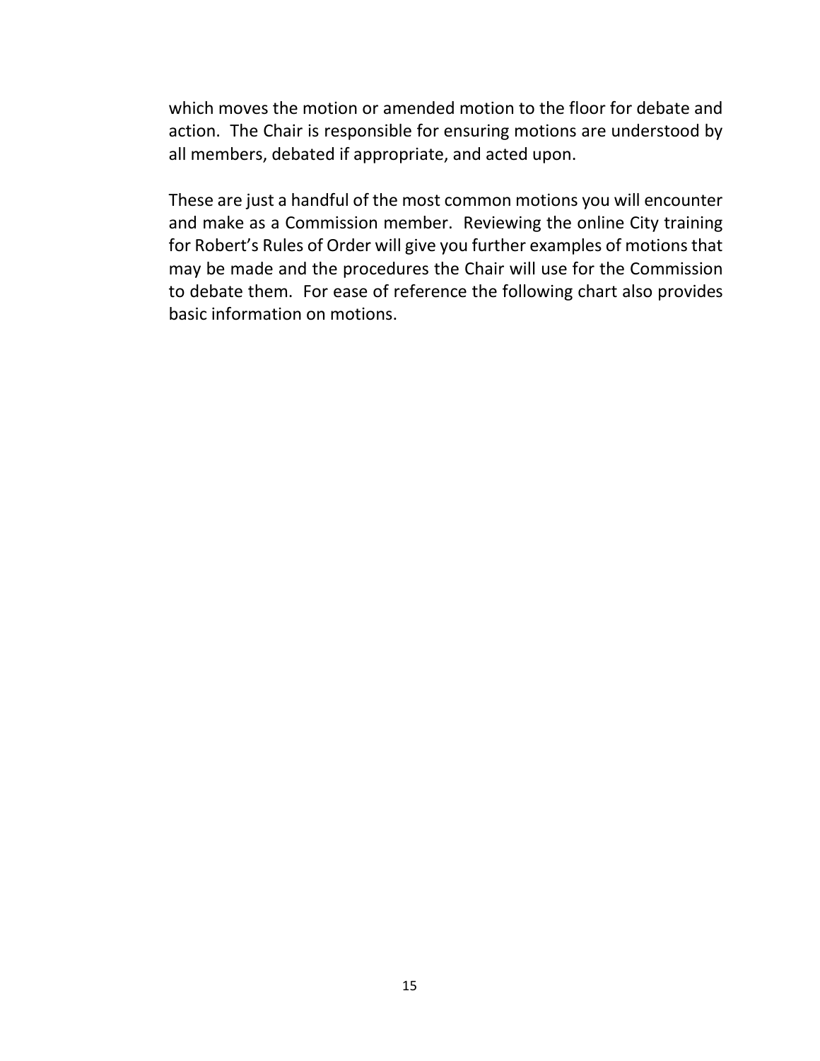which moves the motion or amended motion to the floor for debate and action. The Chair is responsible for ensuring motions are understood by all members, debated if appropriate, and acted upon.

These are just a handful of the most common motions you will encounter and make as a Commission member. Reviewing the online City training for Robert's Rules of Order will give you further examples of motions that may be made and the procedures the Chair will use for the Commission to debate them. For ease of reference the following chart also provides basic information on motions.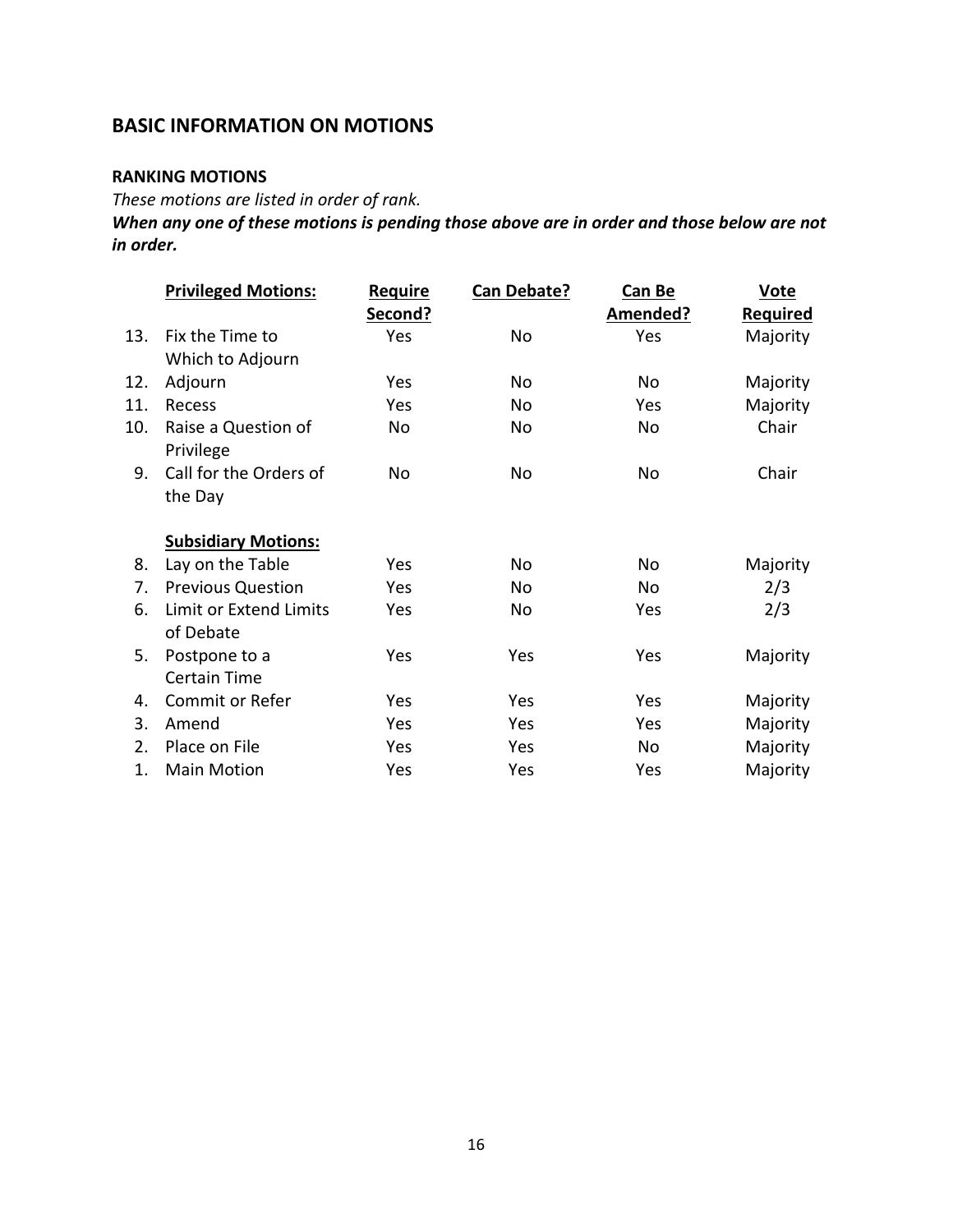## BASIC INFORMATION ON MOTIONS

### RANKING MOTIONS

*These motions are listed in order of rank.*

***When any one of these motions is pending those above are in order and those below are not in order.***

| | Privileged Motions: | Require Second? | Can Debate? | Can Be Amended? | Vote Required |
|---|---|---|---|---|---|
| 13. | Fix the Time to Which to Adjourn | Yes | No | Yes | Majority |
| 12. | Adjourn | Yes | No | No | Majority |
| 11. | Recess | Yes | No | Yes | Majority |
| 10. | Raise a Question of Privilege | No | No | No | Chair |
| 9. | Call for the Orders of the Day | No | No | No | Chair |
| | **Subsidiary Motions:** | | | | |
| 8. | Lay on the Table | Yes | No | No | Majority |
| 7. | Previous Question | Yes | No | No | 2/3 |
| 6. | Limit or Extend Limits of Debate | Yes | No | Yes | 2/3 |
| 5. | Postpone to a Certain Time | Yes | Yes | Yes | Majority |
| 4. | Commit or Refer | Yes | Yes | Yes | Majority |
| 3. | Amend | Yes | Yes | Yes | Majority |
| 2. | Place on File | Yes | Yes | No | Majority |
| 1. | Main Motion | Yes | Yes | Yes | Majority |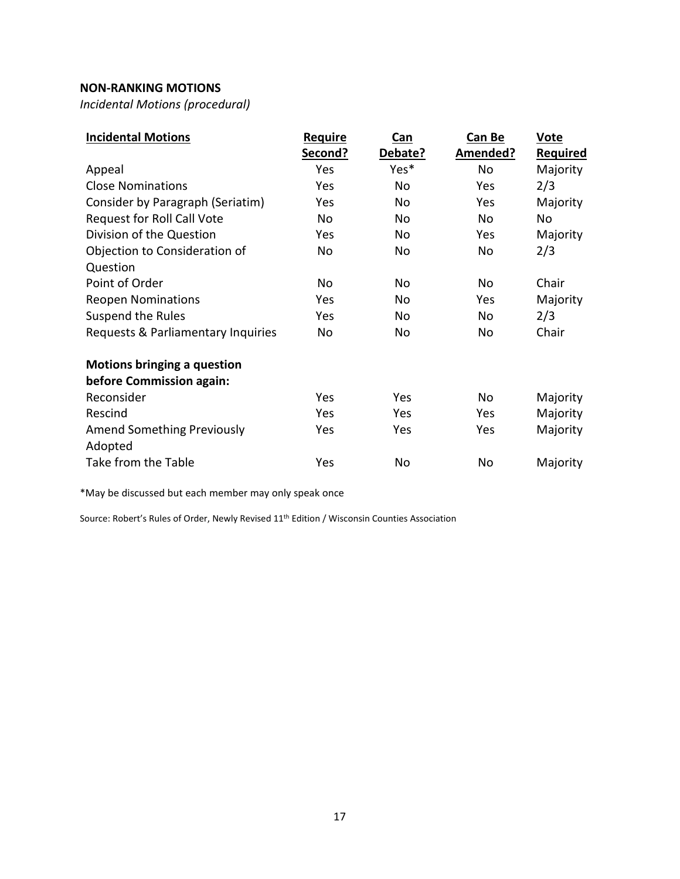**NON-RANKING MOTIONS**

*Incidental Motions (procedural)*

| Incidental Motions | Require Second? | Can Debate? | Can Be Amended? | Vote Required |
|---|---|---|---|---|
| Appeal | Yes | Yes* | No | Majority |
| Close Nominations | Yes | No | Yes | 2/3 |
| Consider by Paragraph (Seriatim) | Yes | No | Yes | Majority |
| Request for Roll Call Vote | No | No | No | No |
| Division of the Question | Yes | No | Yes | Majority |
| Objection to Consideration of Question | No | No | No | 2/3 |
| Point of Order | No | No | No | Chair |
| Reopen Nominations | Yes | No | Yes | Majority |
| Suspend the Rules | Yes | No | No | 2/3 |
| Requests & Parliamentary Inquiries | No | No | No | Chair |
| **Motions bringing a question before Commission again:** | | | | |
| Reconsider | Yes | Yes | No | Majority |
| Rescind | Yes | Yes | Yes | Majority |
| Amend Something Previously Adopted | Yes | Yes | Yes | Majority |
| Take from the Table | Yes | No | No | Majority |

*May be discussed but each member may only speak once

Source: Robert's Rules of Order, Newly Revised 11th Edition / Wisconsin Counties Association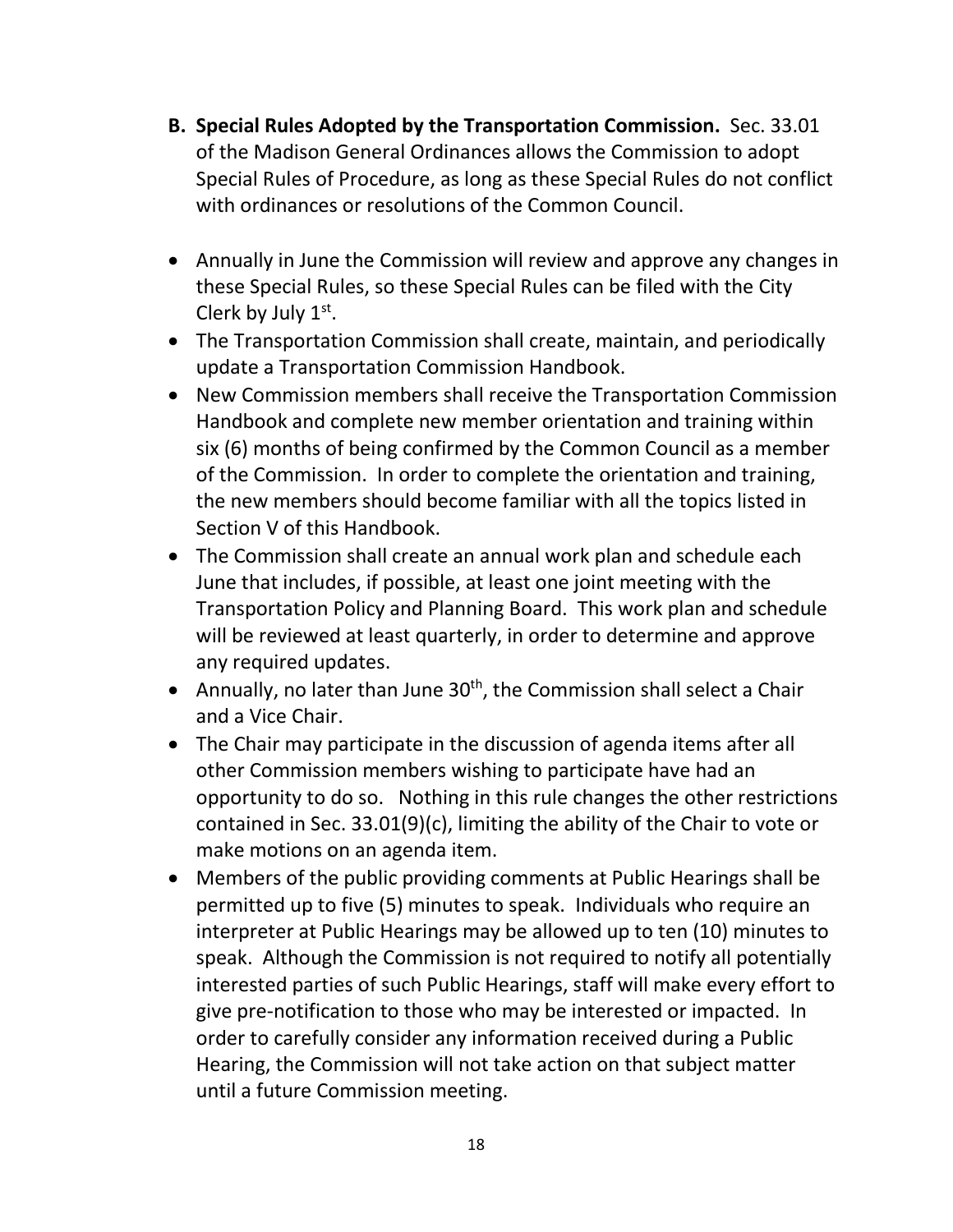**B. Special Rules Adopted by the Transportation Commission.** Sec. 33.01 of the Madison General Ordinances allows the Commission to adopt Special Rules of Procedure, as long as these Special Rules do not conflict with ordinances or resolutions of the Common Council.

- Annually in June the Commission will review and approve any changes in these Special Rules, so these Special Rules can be filed with the City Clerk by July 1st.
- The Transportation Commission shall create, maintain, and periodically update a Transportation Commission Handbook.
- New Commission members shall receive the Transportation Commission Handbook and complete new member orientation and training within six (6) months of being confirmed by the Common Council as a member of the Commission. In order to complete the orientation and training, the new members should become familiar with all the topics listed in Section V of this Handbook.
- The Commission shall create an annual work plan and schedule each June that includes, if possible, at least one joint meeting with the Transportation Policy and Planning Board. This work plan and schedule will be reviewed at least quarterly, in order to determine and approve any required updates.
- Annually, no later than June 30th, the Commission shall select a Chair and a Vice Chair.
- The Chair may participate in the discussion of agenda items after all other Commission members wishing to participate have had an opportunity to do so. Nothing in this rule changes the other restrictions contained in Sec. 33.01(9)(c), limiting the ability of the Chair to vote or make motions on an agenda item.
- Members of the public providing comments at Public Hearings shall be permitted up to five (5) minutes to speak. Individuals who require an interpreter at Public Hearings may be allowed up to ten (10) minutes to speak. Although the Commission is not required to notify all potentially interested parties of such Public Hearings, staff will make every effort to give pre-notification to those who may be interested or impacted. In order to carefully consider any information received during a Public Hearing, the Commission will not take action on that subject matter until a future Commission meeting.